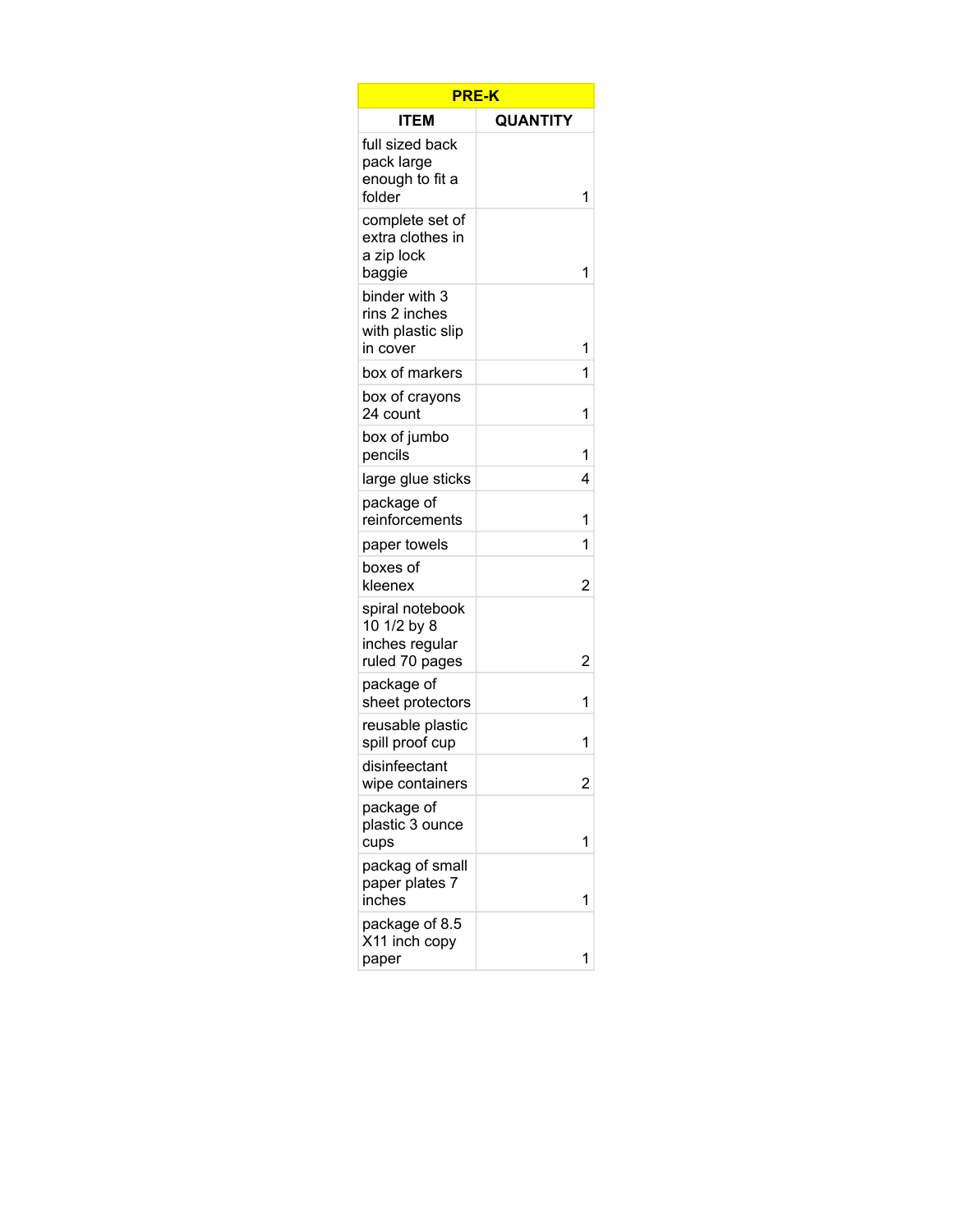| PRE-K | |
|---|---|
| ITEM | QUANTITY |
| full sized back pack large enough to fit a folder | 1 |
| complete set of extra clothes in a zip lock baggie | 1 |
| binder with 3 rins 2 inches with plastic slip in cover | 1 |
| box of markers | 1 |
| box of crayons 24 count | 1 |
| box of jumbo pencils | 1 |
| large glue sticks | 4 |
| package of reinforcements | 1 |
| paper towels | 1 |
| boxes of kleenex | 2 |
| spiral notebook 10 1/2 by 8 inches regular ruled 70 pages | 2 |
| package of sheet protectors | 1 |
| reusable plastic spill proof cup | 1 |
| disinfeectant wipe containers | 2 |
| package of plastic 3 ounce cups | 1 |
| packag of small paper plates 7 inches | 1 |
| package of 8.5 X11 inch copy paper | 1 |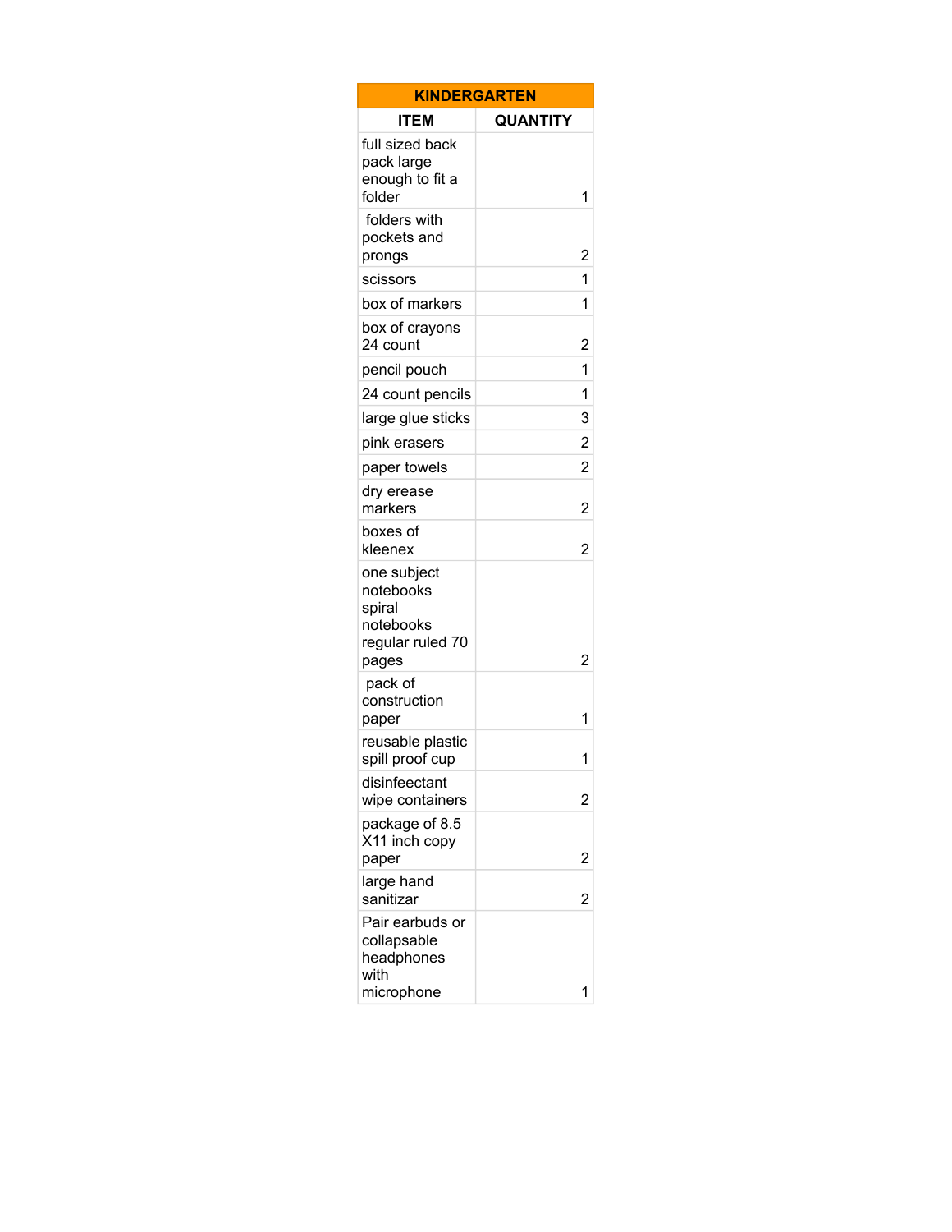| KINDERGARTEN | |
|---|---|
| ITEM | QUANTITY |
| full sized back pack large enough to fit a folder | 1 |
| folders with pockets and prongs | 2 |
| scissors | 1 |
| box of markers | 1 |
| box of crayons 24 count | 2 |
| pencil pouch | 1 |
| 24 count pencils | 1 |
| large glue sticks | 3 |
| pink erasers | 2 |
| paper towels | 2 |
| dry erease markers | 2 |
| boxes of kleenex | 2 |
| one subject notebooks spiral notebooks regular ruled 70 pages | 2 |
| pack of construction paper | 1 |
| reusable plastic spill proof cup | 1 |
| disinfeectant wipe containers | 2 |
| package of 8.5 X11 inch copy paper | 2 |
| large hand sanitizar | 2 |
| Pair earbuds or collapsable headphones with microphone | 1 |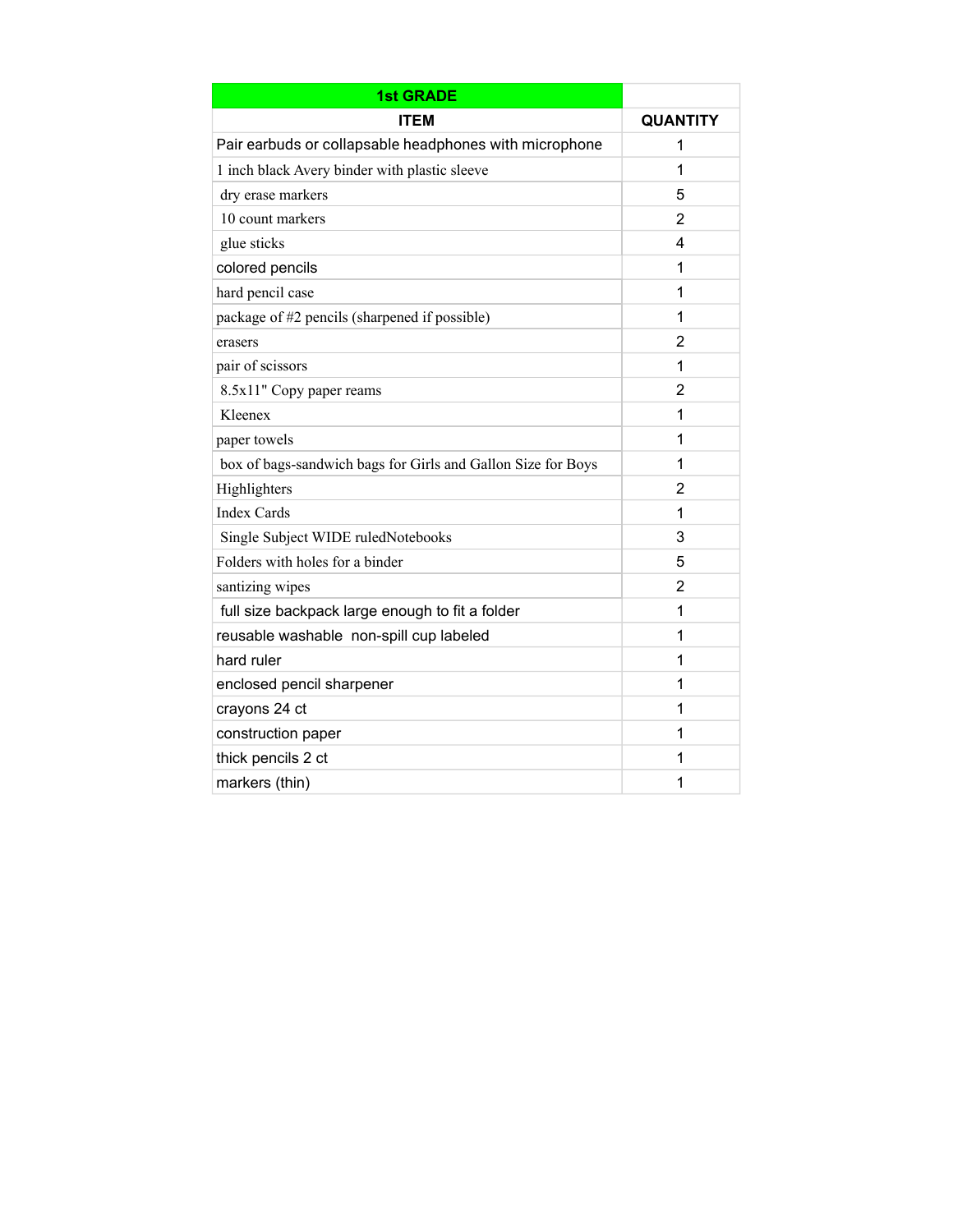| 1st GRADE | |
| --- | --- |
| **ITEM** | **QUANTITY** |
| Pair earbuds or collapsable headphones with microphone | 1 |
| 1 inch black Avery binder with plastic sleeve | 1 |
| dry erase markers | 5 |
| 10 count markers | 2 |
| glue sticks | 4 |
| colored pencils | 1 |
| hard pencil case | 1 |
| package of #2 pencils (sharpened if possible) | 1 |
| erasers | 2 |
| pair of scissors | 1 |
| 8.5x11" Copy paper reams | 2 |
| Kleenex | 1 |
| paper towels | 1 |
| box of bags-sandwich bags for Girls and Gallon Size for Boys | 1 |
| Highlighters | 2 |
| Index Cards | 1 |
| Single Subject WIDE ruledNotebooks | 3 |
| Folders with holes for a binder | 5 |
| santizing wipes | 2 |
| full size backpack large enough to fit a folder | 1 |
| reusable washable non-spill cup labeled | 1 |
| hard ruler | 1 |
| enclosed pencil sharpener | 1 |
| crayons 24 ct | 1 |
| construction paper | 1 |
| thick pencils 2 ct | 1 |
| markers (thin) | 1 |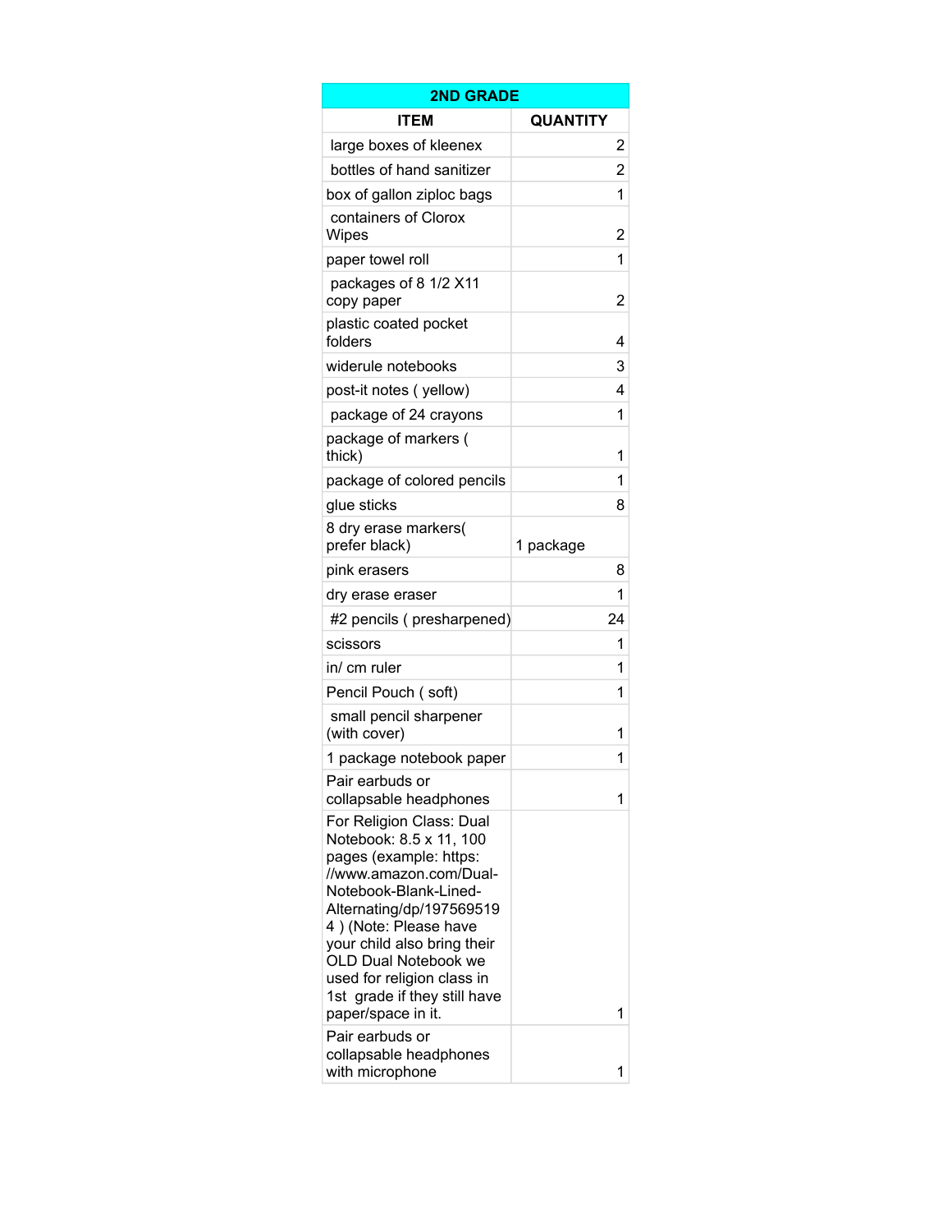| 2ND GRADE | |
|---|---|
| ITEM | QUANTITY |
| large boxes of kleenex | 2 |
| bottles of hand sanitizer | 2 |
| box of gallon ziploc bags | 1 |
| containers of Clorox Wipes | 2 |
| paper towel roll | 1 |
| packages of 8 1/2 X11 copy paper | 2 |
| plastic coated pocket folders | 4 |
| widerule notebooks | 3 |
| post-it notes ( yellow) | 4 |
| package of 24 crayons | 1 |
| package of markers ( thick) | 1 |
| package of colored pencils | 1 |
| glue sticks | 8 |
| 8 dry erase markers( prefer black) | 1 package |
| pink erasers | 8 |
| dry erase eraser | 1 |
| #2 pencils ( presharpened) | 24 |
| scissors | 1 |
| in/ cm ruler | 1 |
| Pencil Pouch ( soft) | 1 |
| small pencil sharpener (with cover) | 1 |
| 1 package notebook paper | 1 |
| Pair earbuds or collapsable headphones | 1 |
| For Religion Class: Dual Notebook: 8.5 x 11, 100 pages (example: https://www.amazon.com/Dual-Notebook-Blank-Lined-Alternating/dp/1975695194 ) (Note: Please have your child also bring their OLD Dual Notebook we used for religion class in 1st grade if they still have paper/space in it. | 1 |
| Pair earbuds or collapsable headphones with microphone | 1 |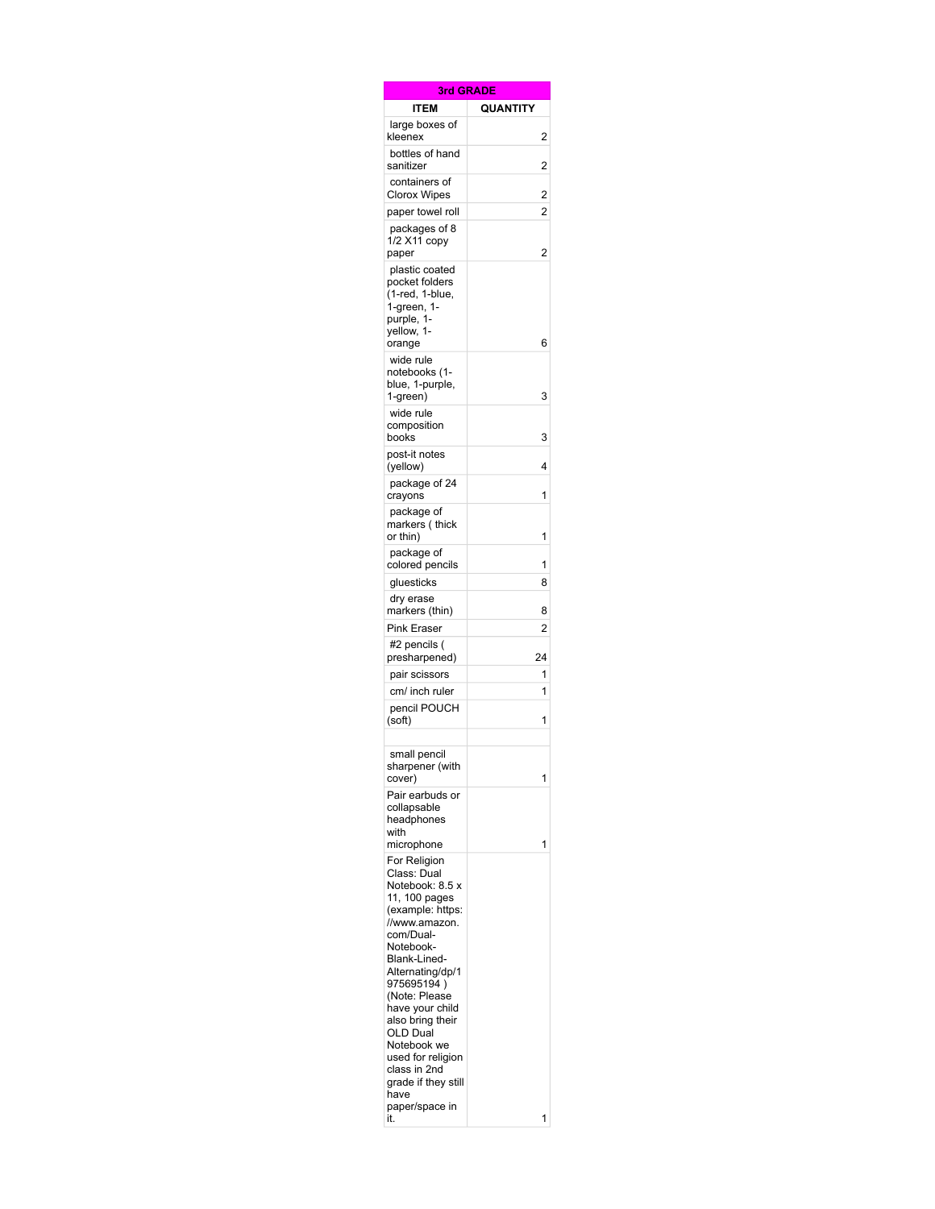| 3rd GRADE | |
| --- | --- |
| ITEM | QUANTITY |
| large boxes of kleenex | 2 |
| bottles of hand sanitizer | 2 |
| containers of Clorox Wipes | 2 |
| paper towel roll | 2 |
| packages of 8 1/2 X11 copy paper | 2 |
| plastic coated pocket folders (1-red, 1-blue, 1-green, 1-purple, 1-yellow, 1-orange | 6 |
| wide rule notebooks (1-blue, 1-purple, 1-green) | 3 |
| wide rule composition books | 3 |
| post-it notes (yellow) | 4 |
| package of 24 crayons | 1 |
| package of markers ( thick or thin) | 1 |
| package of colored pencils | 1 |
| gluesticks | 8 |
| dry erase markers (thin) | 8 |
| Pink Eraser | 2 |
| #2 pencils ( presharpened) | 24 |
| pair scissors | 1 |
| cm/ inch ruler | 1 |
| pencil POUCH (soft) | 1 |
| | |
| small pencil sharpener (with cover) | 1 |
| Pair earbuds or collapsable headphones with microphone | 1 |
| For Religion Class: Dual Notebook: 8.5 x 11, 100 pages (example: https://www.amazon.com/Dual-Notebook-Blank-Lined-Alternating/dp/1975695194 ) (Note: Please have your child also bring their OLD Dual Notebook we used for religion class in 2nd grade if they still have paper/space in it. | 1 |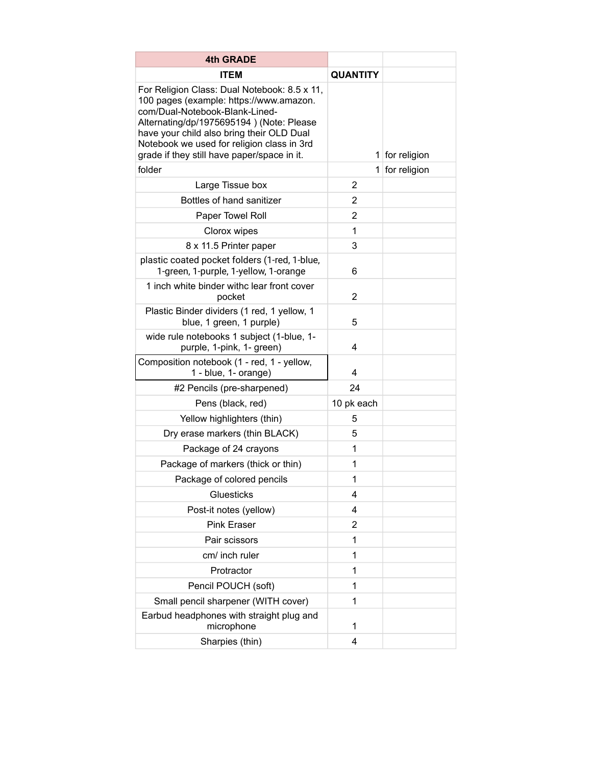| 4th GRADE | | |
|---|---|---|
| ITEM | QUANTITY | |
| For Religion Class: Dual Notebook: 8.5 x 11, 100 pages (example: https://www.amazon.com/Dual-Notebook-Blank-Lined-Alternating/dp/1975695194 ) (Note: Please have your child also bring their OLD Dual Notebook we used for religion class in 3rd grade if they still have paper/space in it. | 1 | for religion |
| folder | 1 | for religion |
| Large Tissue box | 2 | |
| Bottles of hand sanitizer | 2 | |
| Paper Towel Roll | 2 | |
| Clorox wipes | 1 | |
| 8 x 11.5 Printer paper | 3 | |
| plastic coated pocket folders (1-red, 1-blue, 1-green, 1-purple, 1-yellow, 1-orange | 6 | |
| 1 inch white binder withc lear front cover pocket | 2 | |
| Plastic Binder dividers (1 red, 1 yellow, 1 blue, 1 green, 1 purple) | 5 | |
| wide rule notebooks 1 subject (1-blue, 1-purple, 1-pink, 1- green) | 4 | |
| Composition notebook (1 - red, 1 - yellow, 1 - blue, 1- orange) | 4 | |
| #2 Pencils (pre-sharpened) | 24 | |
| Pens (black, red) | 10 pk each | |
| Yellow highlighters (thin) | 5 | |
| Dry erase markers (thin BLACK) | 5 | |
| Package of 24 crayons | 1 | |
| Package of markers (thick or thin) | 1 | |
| Package of colored pencils | 1 | |
| Gluesticks | 4 | |
| Post-it notes (yellow) | 4 | |
| Pink Eraser | 2 | |
| Pair scissors | 1 | |
| cm/ inch ruler | 1 | |
| Protractor | 1 | |
| Pencil POUCH (soft) | 1 | |
| Small pencil sharpener (WITH cover) | 1 | |
| Earbud headphones with straight plug and microphone | 1 | |
| Sharpies (thin) | 4 | |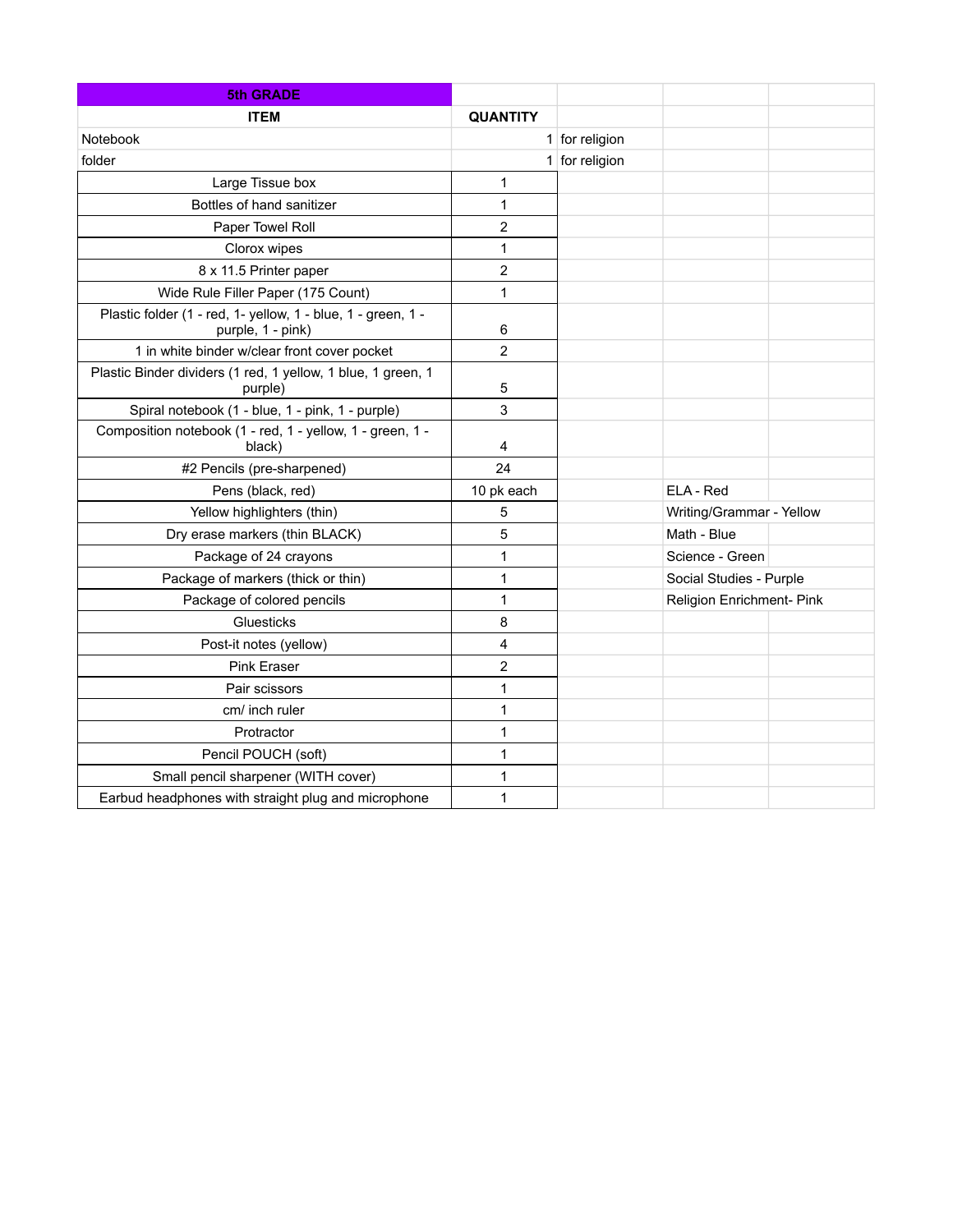| 5th GRADE | | | | |
|---|---|---|---|---|
| ITEM | QUANTITY | | | |
| Notebook | 1 | for religion | | |
| folder | 1 | for religion | | |
| Large Tissue box | 1 | | | |
| Bottles of hand sanitizer | 1 | | | |
| Paper Towel Roll | 2 | | | |
| Clorox wipes | 1 | | | |
| 8 x 11.5 Printer paper | 2 | | | |
| Wide Rule Filler Paper (175 Count) | 1 | | | |
| Plastic folder (1 - red, 1- yellow, 1 - blue, 1 - green, 1 - purple, 1 - pink) | 6 | | | |
| 1 in white binder w/clear front cover pocket | 2 | | | |
| Plastic Binder dividers (1 red, 1 yellow, 1 blue, 1 green, 1 purple) | 5 | | | |
| Spiral notebook (1 - blue, 1 - pink, 1 - purple) | 3 | | | |
| Composition notebook (1 - red, 1 - yellow, 1 - green, 1 - black) | 4 | | | |
| #2 Pencils (pre-sharpened) | 24 | | | |
| Pens (black, red) | 10 pk each | | ELA - Red | |
| Yellow highlighters (thin) | 5 | | Writing/Grammar - Yellow | |
| Dry erase markers (thin BLACK) | 5 | | Math - Blue | |
| Package of 24 crayons | 1 | | Science - Green | |
| Package of markers (thick or thin) | 1 | | Social Studies - Purple | |
| Package of colored pencils | 1 | | Religion Enrichment- Pink | |
| Gluesticks | 8 | | | |
| Post-it notes (yellow) | 4 | | | |
| Pink Eraser | 2 | | | |
| Pair scissors | 1 | | | |
| cm/ inch ruler | 1 | | | |
| Protractor | 1 | | | |
| Pencil POUCH (soft) | 1 | | | |
| Small pencil sharpener (WITH cover) | 1 | | | |
| Earbud headphones with straight plug and microphone | 1 | | | |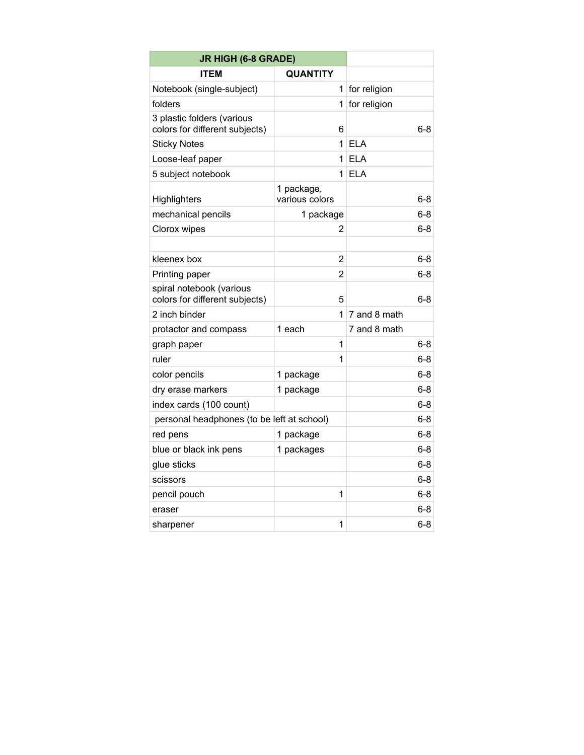| JR HIGH (6-8 GRADE) | | |
|---|---|---|
| **ITEM** | **QUANTITY** | |
| Notebook (single-subject) | 1 | for religion |
| folders | 1 | for religion |
| 3 plastic folders (various colors for different subjects) | 6 | 6-8 |
| Sticky Notes | 1 | ELA |
| Loose-leaf paper | 1 | ELA |
| 5 subject notebook | 1 | ELA |
| Highlighters | 1 package, various colors | 6-8 |
| mechanical pencils | 1 package | 6-8 |
| Clorox wipes | 2 | 6-8 |
| | | |
| kleenex box | 2 | 6-8 |
| Printing paper | 2 | 6-8 |
| spiral notebook (various colors for different subjects) | 5 | 6-8 |
| 2 inch binder | 1 | 7 and 8 math |
| protactor and compass | 1 each | 7 and 8 math |
| graph paper | 1 | 6-8 |
| ruler | 1 | 6-8 |
| color pencils | 1 package | 6-8 |
| dry erase markers | 1 package | 6-8 |
| index cards (100 count) | | 6-8 |
| personal headphones (to be left at school) | | 6-8 |
| red pens | 1 package | 6-8 |
| blue or black ink pens | 1 packages | 6-8 |
| glue sticks | | 6-8 |
| scissors | | 6-8 |
| pencil pouch | 1 | 6-8 |
| eraser | | 6-8 |
| sharpener | 1 | 6-8 |